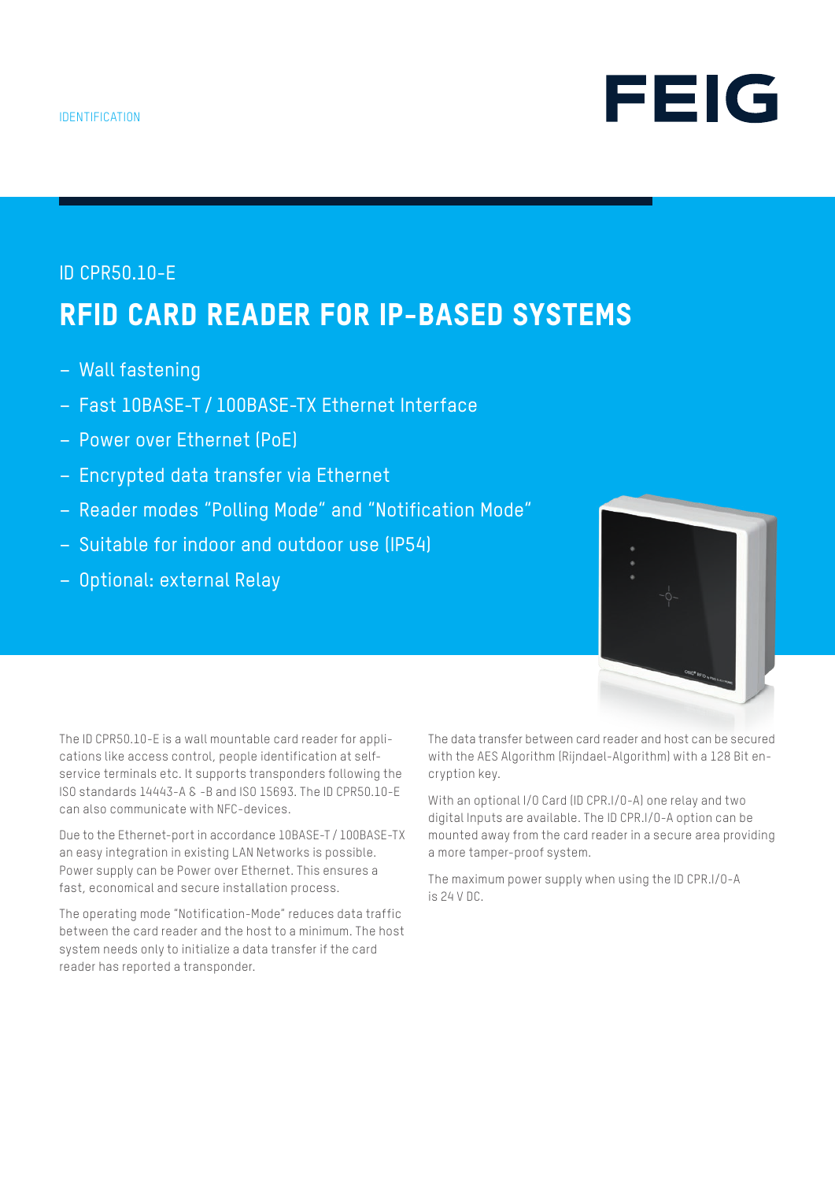IDENTIFICATION

FEIG

ID CPR50.10-E

# RFID CARD READER FOR IP-BASED SYSTEMS

- Wall fastening
- Fast 10BASE-T / 100BASE-TX Ethernet Interface
- Power over Ethernet (PoE)
- Encrypted data transfer via Ethernet
- Reader modes “Polling Mode“ and “Notification Mode“
- Suitable for indoor and outdoor use (IP54)
- Optional: external Relay

The ID CPR50.10-E is a wall mountable card reader for applications like access control, people identification at self-service terminals etc. It supports transponders following the ISO standards 14443-A & -B and ISO 15693. The ID CPR50.10-E can also communicate with NFC-devices.

Due to the Ethernet-port in accordance 10BASE-T / 100BASE-TX an easy integration in existing LAN Networks is possible. Power supply can be Power over Ethernet. This ensures a fast, economical and secure installation process.

The operating mode "Notification-Mode" reduces data traffic between the card reader and the host to a minimum. The host system needs only to initialize a data transfer if the card reader has reported a transponder.

The data transfer between card reader and host can be secured with the AES Algorithm (Rijndael-Algorithm) with a 128 Bit encryption key.

With an optional I/O Card (ID CPR.I/O-A) one relay and two digital Inputs are available. The ID CPR.I/O-A option can be mounted away from the card reader in a secure area providing a more tamper-proof system.

The maximum power supply when using the ID CPR.I/O-A is 24 V DC.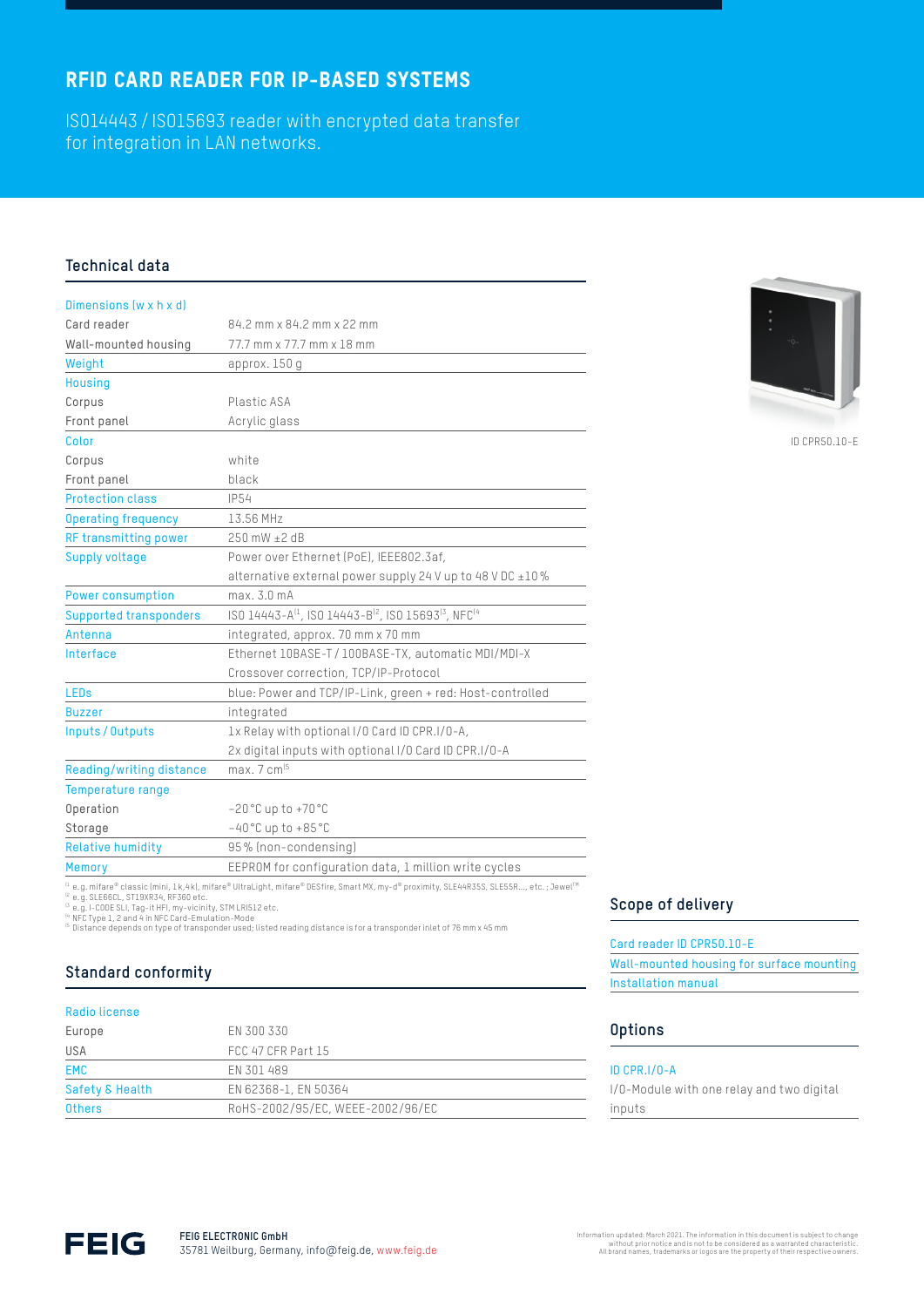# RFID CARD READER FOR IP-BASED SYSTEMS

ISO14443 / ISO15693 reader with encrypted data transfer for integration in LAN networks.

## Technical data

| | |
|---|---|
| Dimensions (w x h x d) | |
| Card reader | 84.2 mm x 84.2 mm x 22 mm |
| Wall-mounted housing | 77.7 mm x 77.7 mm x 18 mm |
| Weight | approx. 150 g |
| Housing | |
| Corpus | Plastic ASA |
| Front panel | Acrylic glass |
| Color | |
| Corpus | white |
| Front panel | black |
| Protection class | IP54 |
| Operating frequency | 13.56 MHz |
| RF transmitting power | 250 mW ±2 dB |
| Supply voltage | Power over Ethernet (PoE), IEEE802.3af, alternative external power supply 24 V up to 48 V DC ±10 % |
| Power consumption | max. 3.0 mA |
| Supported transponders | ISO 14443-A[1], ISO 14443-B[2], ISO 15693[3], NFC[4] |
| Antenna | integrated, approx. 70 mm x 70 mm |
| Interface | Ethernet 10BASE-T / 100BASE-TX, automatic MDI/MDI-X Crossover correction, TCP/IP-Protocol |
| LEDs | blue: Power and TCP/IP-Link, green + red: Host-controlled |
| Buzzer | integrated |
| Inputs / Outputs | 1x Relay with optional I/O Card ID CPR.I/O-A, 2x digital inputs with optional I/O Card ID CPR.I/O-A |
| Reading/writing distance | max. 7 cm[5] |
| Temperature range | |
| Operation | –20 °C up to +70 °C |
| Storage | –40 °C up to +85 °C |
| Relative humidity | 95 % (non-condensing) |
| Memory | EEPROM for configuration data, 1 million write cycles |

[1] e.g. mifare® classic (mini, 1k,4k), mifare® UltraLight, mifare® DESfire, Smart MX, my-d® proximity, SLE44R35S, SLE55R..., etc. ; Jewel™
[2] e.g. SLE66CL, ST19XR34, RF360 etc.
[3] e.g. I-CODE SLI, Tag-it HFI, my-vicinity, STM LRIS12 etc.
[4] NFC Type 1, 2 and 4 in NFC Card-Emulation-Mode
[5] Distance depends on type of transponder used; listed reading distance is for a transponder inlet of 76 mm x 45 mm

ID CPR50.10-E

## Standard conformity

| | |
|---|---|
| Radio license | |
| Europe | EN 300 330 |
| USA | FCC 47 CFR Part 15 |
| EMC | EN 301 489 |
| Safety & Health | EN 62368-1, EN 50364 |
| Others | RoHS-2002/95/EC, WEEE-2002/96/EC |

## Scope of delivery

- Card reader ID CPR50.10-E
- Wall-mounted housing for surface mounting
- Installation manual

## Options

ID CPR.I/O-A
I/O-Module with one relay and two digital inputs

FEIG

**FEIG ELECTRONIC GmbH**
35781 Weilburg, Germany, info@feig.de, www.feig.de

Information updated: March 2021. The information in this document is subject to change without prior notice and is not to be considered as a warranted characteristic. All brand names, trademarks or logos are the property of their respective owners.